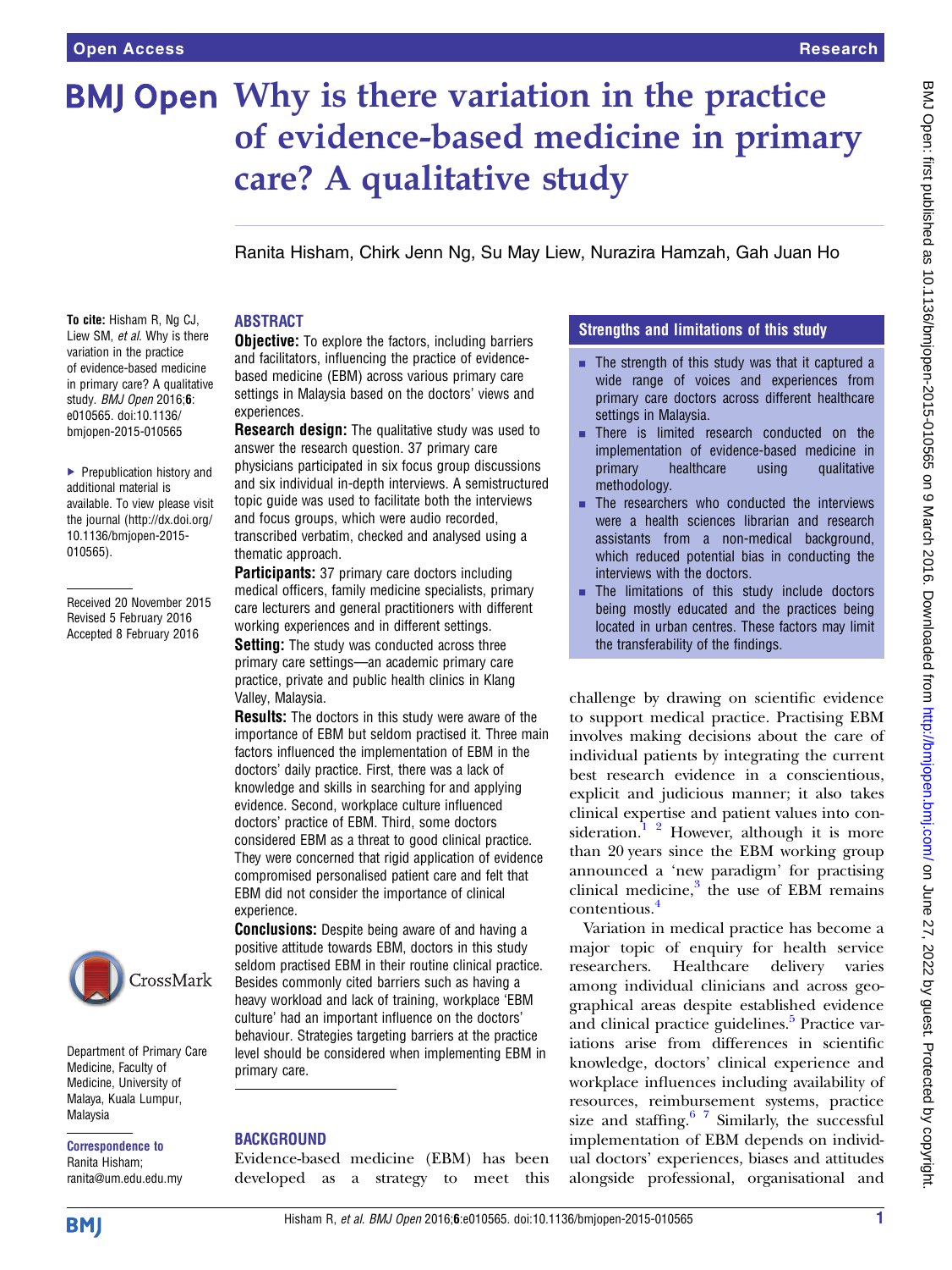# Why is there variation in the practice of evidence-based medicine in primary care? A qualitative study

Ranita Hisham, Chirk Jenn Ng, Su May Liew, Nurazira Hamzah, Gah Juan Ho

**To cite:** Hisham R, Ng CJ, Liew SM, *et al*. Why is there variation in the practice of evidence-based medicine in primary care? A qualitative study. *BMJ Open* 2016;**6**: e010565. doi:10.1136/bmjopen-2015-010565

▸ Prepublication history and additional material is available. To view please visit the journal (http://dx.doi.org/10.1136/bmjopen-2015-010565).

Received 20 November 2015
Revised 5 February 2016
Accepted 8 February 2016

Department of Primary Care Medicine, Faculty of Medicine, University of Malaya, Kuala Lumpur, Malaysia

**Correspondence to**
Ranita Hisham;
ranita@um.edu.edu.my

## ABSTRACT

**Objective:** To explore the factors, including barriers and facilitators, influencing the practice of evidence-based medicine (EBM) across various primary care settings in Malaysia based on the doctors' views and experiences.

**Research design:** The qualitative study was used to answer the research question. 37 primary care physicians participated in six focus group discussions and six individual in-depth interviews. A semistructured topic guide was used to facilitate both the interviews and focus groups, which were audio recorded, transcribed verbatim, checked and analysed using a thematic approach.

**Participants:** 37 primary care doctors including medical officers, family medicine specialists, primary care lecturers and general practitioners with different working experiences and in different settings.

**Setting:** The study was conducted across three primary care settings—an academic primary care practice, private and public health clinics in Klang Valley, Malaysia.

**Results:** The doctors in this study were aware of the importance of EBM but seldom practised it. Three main factors influenced the implementation of EBM in the doctors' daily practice. First, there was a lack of knowledge and skills in searching for and applying evidence. Second, workplace culture influenced doctors' practice of EBM. Third, some doctors considered EBM as a threat to good clinical practice. They were concerned that rigid application of evidence compromised personalised patient care and felt that EBM did not consider the importance of clinical experience.

**Conclusions:** Despite being aware of and having a positive attitude towards EBM, doctors in this study seldom practised EBM in their routine clinical practice. Besides commonly cited barriers such as having a heavy workload and lack of training, workplace 'EBM culture' had an important influence on the doctors' behaviour. Strategies targeting barriers at the practice level should be considered when implementing EBM in primary care.

## Strengths and limitations of this study

- The strength of this study was that it captured a wide range of voices and experiences from primary care doctors across different healthcare settings in Malaysia.
- There is limited research conducted on the implementation of evidence-based medicine in primary healthcare using qualitative methodology.
- The researchers who conducted the interviews were a health sciences librarian and research assistants from a non-medical background, which reduced potential bias in conducting the interviews with the doctors.
- The limitations of this study include doctors being mostly educated and the practices being located in urban centres. These factors may limit the transferability of the findings.

## BACKGROUND

Evidence-based medicine (EBM) has been developed as a strategy to meet this challenge by drawing on scientific evidence to support medical practice. Practising EBM involves making decisions about the care of individual patients by integrating the current best research evidence in a conscientious, explicit and judicious manner; it also takes clinical expertise and patient values into consideration.[1 2] However, although it is more than 20 years since the EBM working group announced a 'new paradigm' for practising clinical medicine,[3] the use of EBM remains contentious.[4]

Variation in medical practice has become a major topic of enquiry for health service researchers. Healthcare delivery varies among individual clinicians and across geographical areas despite established evidence and clinical practice guidelines.[5] Practice variations arise from differences in scientific knowledge, doctors' clinical experience and workplace influences including availability of resources, reimbursement systems, practice size and staffing.[6 7] Similarly, the successful implementation of EBM depends on individual doctors' experiences, biases and attitudes alongside professional, organisational and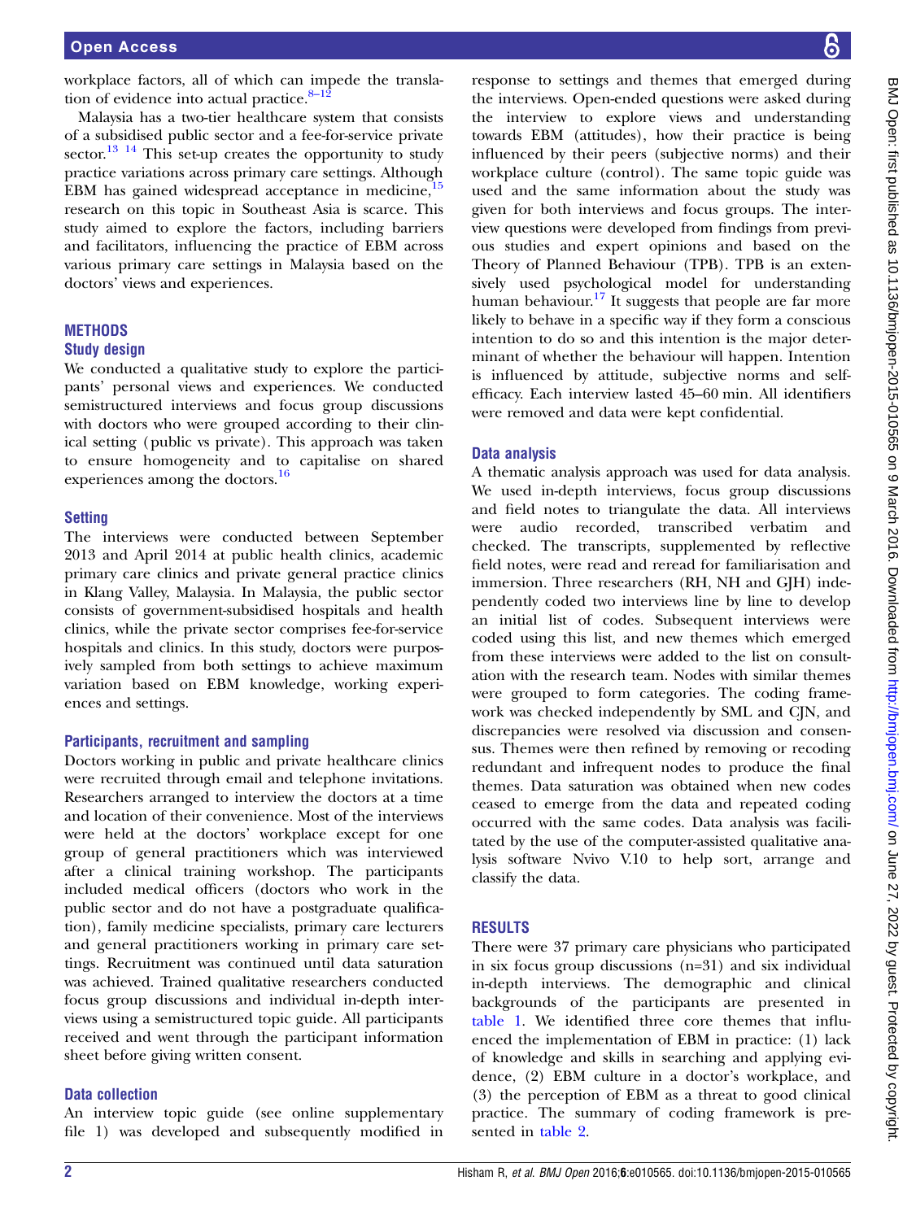workplace factors, all of which can impede the translation of evidence into actual practice.[8–12]

Malaysia has a two-tier healthcare system that consists of a subsidised public sector and a fee-for-service private sector.[13 14] This set-up creates the opportunity to study practice variations across primary care settings. Although EBM has gained widespread acceptance in medicine,[15] research on this topic in Southeast Asia is scarce. This study aimed to explore the factors, including barriers and facilitators, influencing the practice of EBM across various primary care settings in Malaysia based on the doctors' views and experiences.

## METHODS

### Study design

We conducted a qualitative study to explore the participants' personal views and experiences. We conducted semistructured interviews and focus group discussions with doctors who were grouped according to their clinical setting (public vs private). This approach was taken to ensure homogeneity and to capitalise on shared experiences among the doctors.[16]

### Setting

The interviews were conducted between September 2013 and April 2014 at public health clinics, academic primary care clinics and private general practice clinics in Klang Valley, Malaysia. In Malaysia, the public sector consists of government-subsidised hospitals and health clinics, while the private sector comprises fee-for-service hospitals and clinics. In this study, doctors were purposively sampled from both settings to achieve maximum variation based on EBM knowledge, working experiences and settings.

### Participants, recruitment and sampling

Doctors working in public and private healthcare clinics were recruited through email and telephone invitations. Researchers arranged to interview the doctors at a time and location of their convenience. Most of the interviews were held at the doctors' workplace except for one group of general practitioners which was interviewed after a clinical training workshop. The participants included medical officers (doctors who work in the public sector and do not have a postgraduate qualification), family medicine specialists, primary care lecturers and general practitioners working in primary care settings. Recruitment was continued until data saturation was achieved. Trained qualitative researchers conducted focus group discussions and individual in-depth interviews using a semistructured topic guide. All participants received and went through the participant information sheet before giving written consent.

### Data collection

An interview topic guide (see online supplementary file 1) was developed and subsequently modified in response to settings and themes that emerged during the interviews. Open-ended questions were asked during the interview to explore views and understanding towards EBM (attitudes), how their practice is being influenced by their peers (subjective norms) and their workplace culture (control). The same topic guide was used and the same information about the study was given for both interviews and focus groups. The interview questions were developed from findings from previous studies and expert opinions and based on the Theory of Planned Behaviour (TPB). TPB is an extensively used psychological model for understanding human behaviour.[17] It suggests that people are far more likely to behave in a specific way if they form a conscious intention to do so and this intention is the major determinant of whether the behaviour will happen. Intention is influenced by attitude, subjective norms and self-efficacy. Each interview lasted 45–60 min. All identifiers were removed and data were kept confidential.

### Data analysis

A thematic analysis approach was used for data analysis. We used in-depth interviews, focus group discussions and field notes to triangulate the data. All interviews were audio recorded, transcribed verbatim and checked. The transcripts, supplemented by reflective field notes, were read and reread for familiarisation and immersion. Three researchers (RH, NH and GJH) independently coded two interviews line by line to develop an initial list of codes. Subsequent interviews were coded using this list, and new themes which emerged from these interviews were added to the list on consultation with the research team. Nodes with similar themes were grouped to form categories. The coding framework was checked independently by SML and CJN, and discrepancies were resolved via discussion and consensus. Themes were then refined by removing or recoding redundant and infrequent nodes to produce the final themes. Data saturation was obtained when new codes ceased to emerge from the data and repeated coding occurred with the same codes. Data analysis was facilitated by the use of the computer-assisted qualitative analysis software Nvivo V.10 to help sort, arrange and classify the data.

## RESULTS

There were 37 primary care physicians who participated in six focus group discussions (n=31) and six individual in-depth interviews. The demographic and clinical backgrounds of the participants are presented in table 1. We identified three core themes that influenced the implementation of EBM in practice: (1) lack of knowledge and skills in searching and applying evidence, (2) EBM culture in a doctor's workplace, and (3) the perception of EBM as a threat to good clinical practice. The summary of coding framework is presented in table 2.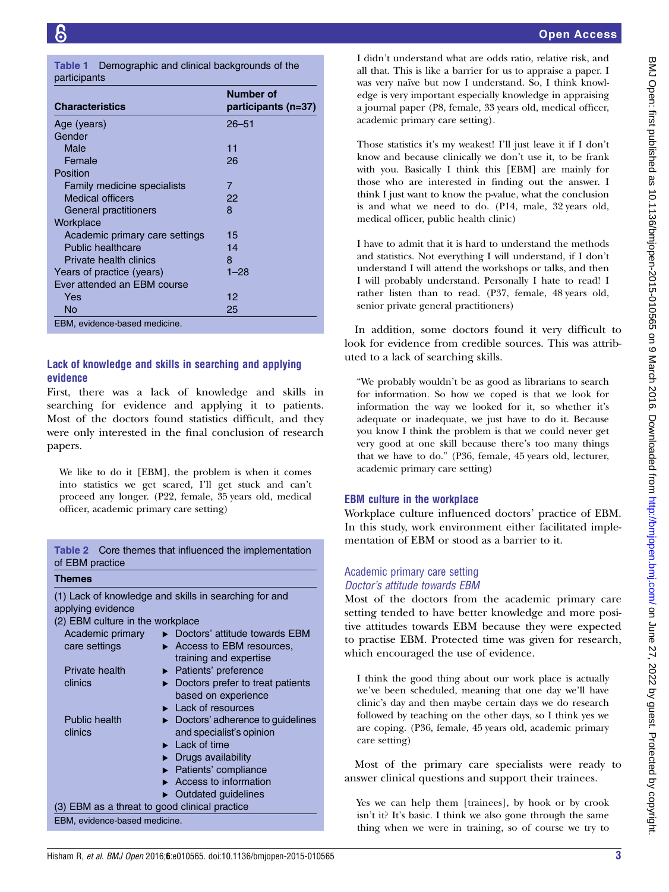**Table 1** Demographic and clinical backgrounds of the participants

| Characteristics | Number of participants (n=37) |
|---|---|
| Age (years) | 26–51 |
| Gender | |
| Male | 11 |
| Female | 26 |
| Position | |
| Family medicine specialists | 7 |
| Medical officers | 22 |
| General practitioners | 8 |
| Workplace | |
| Academic primary care settings | 15 |
| Public healthcare | 14 |
| Private health clinics | 8 |
| Years of practice (years) | 1–28 |
| Ever attended an EBM course | |
| Yes | 12 |
| No | 25 |

EBM, evidence-based medicine.

### Lack of knowledge and skills in searching and applying evidence

First, there was a lack of knowledge and skills in searching for evidence and applying it to patients. Most of the doctors found statistics difficult, and they were only interested in the final conclusion of research papers.

> We like to do it [EBM], the problem is when it comes into statistics we get scared, I'll get stuck and can't proceed any longer. (P22, female, 35 years old, medical officer, academic primary care setting)

**Table 2** Core themes that influenced the implementation of EBM practice

| Themes | |
|---|---|
| (1) Lack of knowledge and skills in searching for and applying evidence | |
| (2) EBM culture in the workplace | |
| Academic primary care settings | ▸ Doctors' attitude towards EBM |
| | ▸ Access to EBM resources, training and expertise |
| Private health clinics | ▸ Patients' preference |
| | ▸ Doctors prefer to treat patients based on experience |
| | ▸ Lack of resources |
| Public health clinics | ▸ Doctors' adherence to guidelines and specialist's opinion |
| | ▸ Lack of time |
| | ▸ Drugs availability |
| | ▸ Patients' compliance |
| | ▸ Access to information |
| | ▸ Outdated guidelines |
| (3) EBM as a threat to good clinical practice | |

EBM, evidence-based medicine.

> I didn't understand what are odds ratio, relative risk, and all that. This is like a barrier for us to appraise a paper. I was very naïve but now I understand. So, I think knowledge is very important especially knowledge in appraising a journal paper (P8, female, 33 years old, medical officer, academic primary care setting).

> Those statistics it's my weakest! I'll just leave it if I don't know and because clinically we don't use it, to be frank with you. Basically I think this [EBM] are mainly for those who are interested in finding out the answer. I think I just want to know the p-value, what the conclusion is and what we need to do. (P14, male, 32 years old, medical officer, public health clinic)

> I have to admit that it is hard to understand the methods and statistics. Not everything I will understand, if I don't understand I will attend the workshops or talks, and then I will probably understand. Personally I hate to read! I rather listen than to read. (P37, female, 48 years old, senior private general practitioners)

In addition, some doctors found it very difficult to look for evidence from credible sources. This was attributed to a lack of searching skills.

> "We probably wouldn't be as good as librarians to search for information. So how we coped is that we look for information the way we looked for it, so whether it's adequate or inadequate, we just have to do it. Because you know I think the problem is that we could never get very good at one skill because there's too many things that we have to do." (P36, female, 45 years old, lecturer, academic primary care setting)

### EBM culture in the workplace

Workplace culture influenced doctors' practice of EBM. In this study, work environment either facilitated implementation of EBM or stood as a barrier to it.

#### Academic primary care setting

##### *Doctor's attitude towards EBM*

Most of the doctors from the academic primary care setting tended to have better knowledge and more positive attitudes towards EBM because they were expected to practise EBM. Protected time was given for research, which encouraged the use of evidence.

> I think the good thing about our work place is actually we've been scheduled, meaning that one day we'll have clinic's day and then maybe certain days we do research followed by teaching on the other days, so I think yes we are coping. (P36, female, 45 years old, academic primary care setting)

Most of the primary care specialists were ready to answer clinical questions and support their trainees.

> Yes we can help them [trainees], by hook or by crook isn't it? It's basic. I think we also gone through the same thing when we were in training, so of course we try to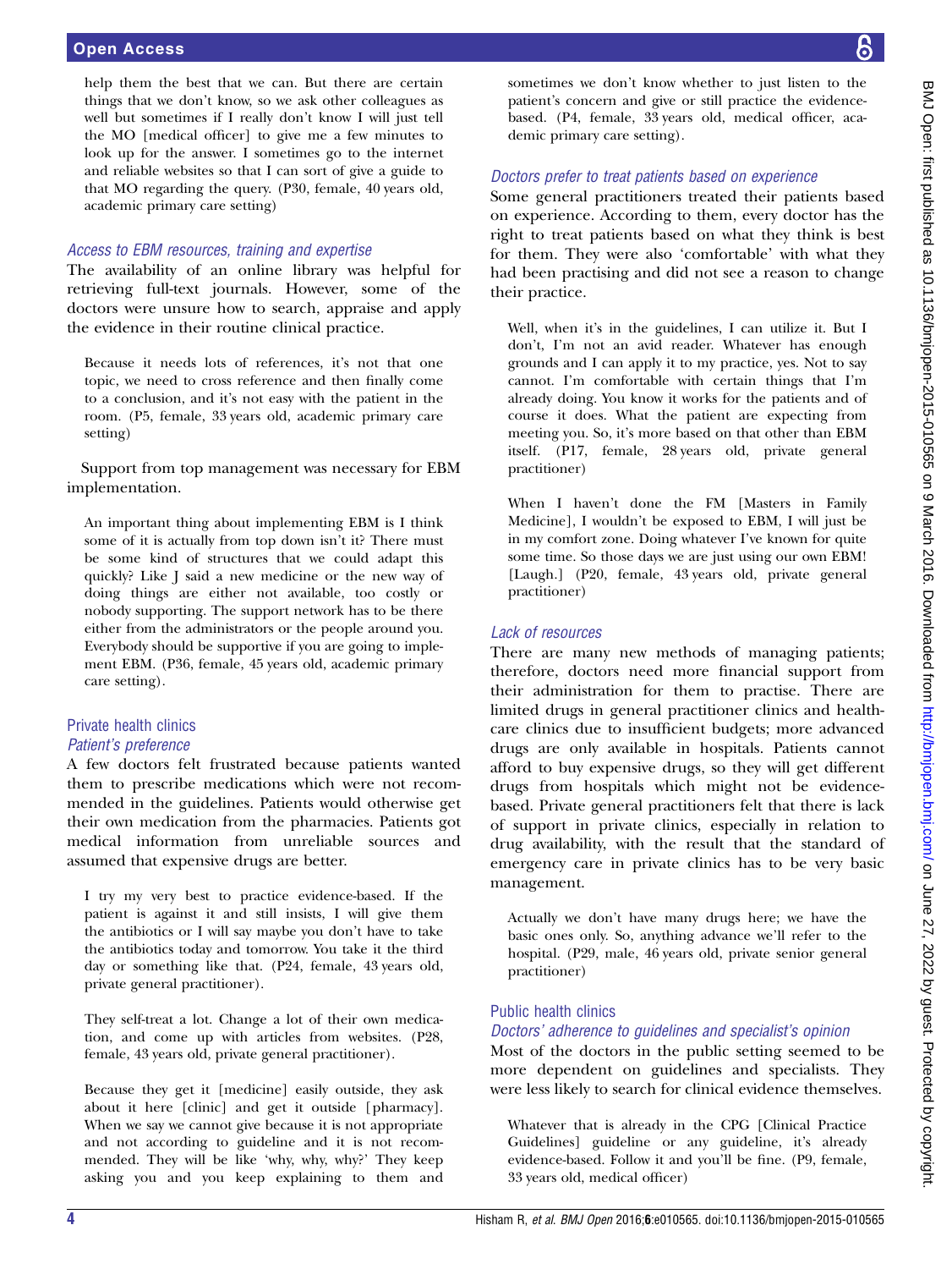help them the best that we can. But there are certain things that we don't know, so we ask other colleagues as well but sometimes if I really don't know I will just tell the MO [medical officer] to give me a few minutes to look up for the answer. I sometimes go to the internet and reliable websites so that I can sort of give a guide to that MO regarding the query. (P30, female, 40 years old, academic primary care setting)

#### *Access to EBM resources, training and expertise*

The availability of an online library was helpful for retrieving full-text journals. However, some of the doctors were unsure how to search, appraise and apply the evidence in their routine clinical practice.

> Because it needs lots of references, it's not that one topic, we need to cross reference and then finally come to a conclusion, and it's not easy with the patient in the room. (P5, female, 33 years old, academic primary care setting)

Support from top management was necessary for EBM implementation.

> An important thing about implementing EBM is I think some of it is actually from top down isn't it? There must be some kind of structures that we could adapt this quickly? Like J said a new medicine or the new way of doing things are either not available, too costly or nobody supporting. The support network has to be there either from the administrators or the people around you. Everybody should be supportive if you are going to implement EBM. (P36, female, 45 years old, academic primary care setting).

### Private health clinics

#### *Patient's preference*

A few doctors felt frustrated because patients wanted them to prescribe medications which were not recommended in the guidelines. Patients would otherwise get their own medication from the pharmacies. Patients got medical information from unreliable sources and assumed that expensive drugs are better.

> I try my very best to practice evidence-based. If the patient is against it and still insists, I will give them the antibiotics or I will say maybe you don't have to take the antibiotics today and tomorrow. You take it the third day or something like that. (P24, female, 43 years old, private general practitioner).

> They self-treat a lot. Change a lot of their own medication, and come up with articles from websites. (P28, female, 43 years old, private general practitioner).

> Because they get it [medicine] easily outside, they ask about it here [clinic] and get it outside [pharmacy]. When we say we cannot give because it is not appropriate and not according to guideline and it is not recommended. They will be like 'why, why, why?' They keep asking you and you keep explaining to them and sometimes we don't know whether to just listen to the patient's concern and give or still practice the evidence-based. (P4, female, 33 years old, medical officer, academic primary care setting).

#### *Doctors prefer to treat patients based on experience*

Some general practitioners treated their patients based on experience. According to them, every doctor has the right to treat patients based on what they think is best for them. They were also 'comfortable' with what they had been practising and did not see a reason to change their practice.

> Well, when it's in the guidelines, I can utilize it. But I don't, I'm not an avid reader. Whatever has enough grounds and I can apply it to my practice, yes. Not to say cannot. I'm comfortable with certain things that I'm already doing. You know it works for the patients and of course it does. What the patient are expecting from meeting you. So, it's more based on that other than EBM itself. (P17, female, 28 years old, private general practitioner)

> When I haven't done the FM [Masters in Family Medicine], I wouldn't be exposed to EBM, I will just be in my comfort zone. Doing whatever I've known for quite some time. So those days we are just using our own EBM! [Laugh.] (P20, female, 43 years old, private general practitioner)

#### *Lack of resources*

There are many new methods of managing patients; therefore, doctors need more financial support from their administration for them to practise. There are limited drugs in general practitioner clinics and healthcare clinics due to insufficient budgets; more advanced drugs are only available in hospitals. Patients cannot afford to buy expensive drugs, so they will get different drugs from hospitals which might not be evidence-based. Private general practitioners felt that there is lack of support in private clinics, especially in relation to drug availability, with the result that the standard of emergency care in private clinics has to be very basic management.

> Actually we don't have many drugs here; we have the basic ones only. So, anything advance we'll refer to the hospital. (P29, male, 46 years old, private senior general practitioner)

### Public health clinics

#### *Doctors' adherence to guidelines and specialist's opinion*

Most of the doctors in the public setting seemed to be more dependent on guidelines and specialists. They were less likely to search for clinical evidence themselves.

> Whatever that is already in the CPG [Clinical Practice Guidelines] guideline or any guideline, it's already evidence-based. Follow it and you'll be fine. (P9, female, 33 years old, medical officer)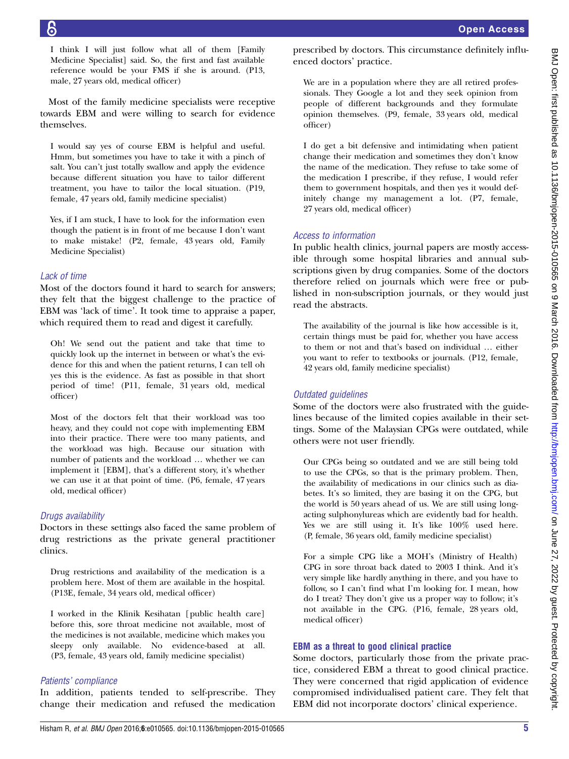I think I will just follow what all of them [Family Medicine Specialist] said. So, the first and fast available reference would be your FMS if she is around. (P13, male, 27 years old, medical officer)

Most of the family medicine specialists were receptive towards EBM and were willing to search for evidence themselves.

> I would say yes of course EBM is helpful and useful. Hmm, but sometimes you have to take it with a pinch of salt. You can't just totally swallow and apply the evidence because different situation you have to tailor different treatment, you have to tailor the local situation. (P19, female, 47 years old, family medicine specialist)

> Yes, if I am stuck, I have to look for the information even though the patient is in front of me because I don't want to make mistake! (P2, female, 43 years old, Family Medicine Specialist)

### *Lack of time*

Most of the doctors found it hard to search for answers; they felt that the biggest challenge to the practice of EBM was 'lack of time'. It took time to appraise a paper, which required them to read and digest it carefully.

> Oh! We send out the patient and take that time to quickly look up the internet in between or what's the evidence for this and when the patient returns, I can tell oh yes this is the evidence. As fast as possible in that short period of time! (P11, female, 31 years old, medical officer)

> Most of the doctors felt that their workload was too heavy, and they could not cope with implementing EBM into their practice. There were too many patients, and the workload was high. Because our situation with number of patients and the workload … whether we can implement it [EBM], that's a different story, it's whether we can use it at that point of time. (P6, female, 47 years old, medical officer)

### *Drugs availability*

Doctors in these settings also faced the same problem of drug restrictions as the private general practitioner clinics.

> Drug restrictions and availability of the medication is a problem here. Most of them are available in the hospital. (P13E, female, 34 years old, medical officer)

> I worked in the Klinik Kesihatan [public health care] before this, sore throat medicine not available, most of the medicines is not available, medicine which makes you sleepy only available. No evidence-based at all. (P3, female, 43 years old, family medicine specialist)

### *Patients' compliance*

In addition, patients tended to self-prescribe. They change their medication and refused the medication prescribed by doctors. This circumstance definitely influenced doctors' practice.

> We are in a population where they are all retired professionals. They Google a lot and they seek opinion from people of different backgrounds and they formulate opinion themselves. (P9, female, 33 years old, medical officer)

> I do get a bit defensive and intimidating when patient change their medication and sometimes they don't know the name of the medication. They refuse to take some of the medication I prescribe, if they refuse, I would refer them to government hospitals, and then yes it would definitely change my management a lot. (P7, female, 27 years old, medical officer)

### *Access to information*

In public health clinics, journal papers are mostly accessible through some hospital libraries and annual subscriptions given by drug companies. Some of the doctors therefore relied on journals which were free or published in non-subscription journals, or they would just read the abstracts.

> The availability of the journal is like how accessible is it, certain things must be paid for, whether you have access to them or not and that's based on individual … either you want to refer to textbooks or journals. (P12, female, 42 years old, family medicine specialist)

### *Outdated guidelines*

Some of the doctors were also frustrated with the guidelines because of the limited copies available in their settings. Some of the Malaysian CPGs were outdated, while others were not user friendly.

> Our CPGs being so outdated and we are still being told to use the CPGs, so that is the primary problem. Then, the availability of medications in our clinics such as diabetes. It's so limited, they are basing it on the CPG, but the world is 50 years ahead of us. We are still using long-acting sulphonylureas which are evidently bad for health. Yes we are still using it. It's like 100% used here. (P, female, 36 years old, family medicine specialist)

> For a simple CPG like a MOH's (Ministry of Health) CPG in sore throat back dated to 2003 I think. And it's very simple like hardly anything in there, and you have to follow, so I can't find what I'm looking for. I mean, how do I treat? They don't give us a proper way to follow; it's not available in the CPG. (P16, female, 28 years old, medical officer)

## EBM as a threat to good clinical practice

Some doctors, particularly those from the private practice, considered EBM a threat to good clinical practice. They were concerned that rigid application of evidence compromised individualised patient care. They felt that EBM did not incorporate doctors' clinical experience.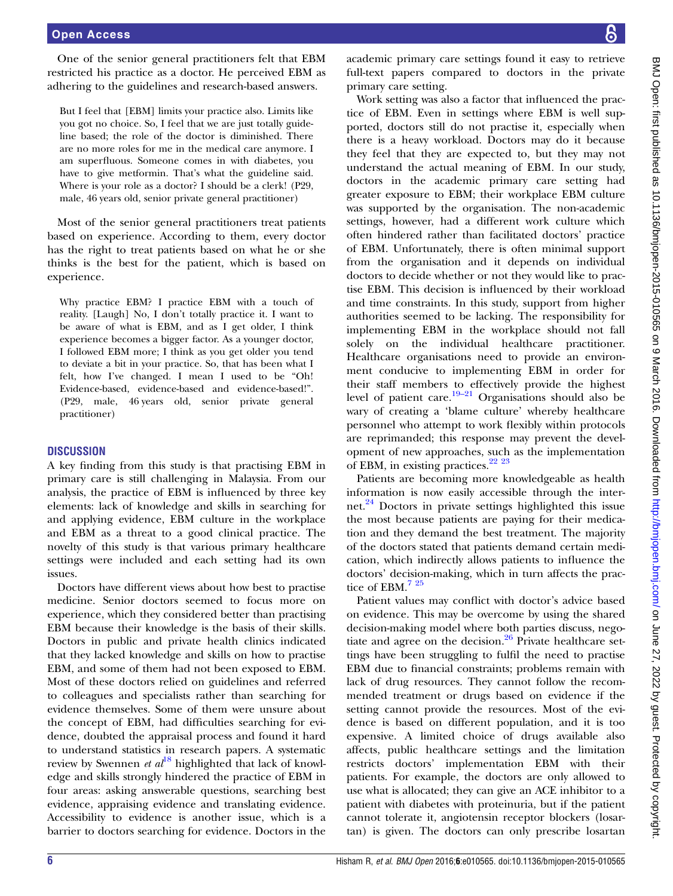One of the senior general practitioners felt that EBM restricted his practice as a doctor. He perceived EBM as adhering to the guidelines and research-based answers.

> But I feel that [EBM] limits your practice also. Limits like you got no choice. So, I feel that we are just totally guideline based; the role of the doctor is diminished. There are no more roles for me in the medical care anymore. I am superfluous. Someone comes in with diabetes, you have to give metformin. That's what the guideline said. Where is your role as a doctor? I should be a clerk! (P29, male, 46 years old, senior private general practitioner)

Most of the senior general practitioners treat patients based on experience. According to them, every doctor has the right to treat patients based on what he or she thinks is the best for the patient, which is based on experience.

> Why practice EBM? I practice EBM with a touch of reality. [Laugh] No, I don't totally practice it. I want to be aware of what is EBM, and as I get older, I think experience becomes a bigger factor. As a younger doctor, I followed EBM more; I think as you get older you tend to deviate a bit in your practice. So, that has been what I felt, how I've changed. I mean I used to be "Oh! Evidence-based, evidence-based and evidence-based!". (P29, male, 46 years old, senior private general practitioner)

## DISCUSSION

A key finding from this study is that practising EBM in primary care is still challenging in Malaysia. From our analysis, the practice of EBM is influenced by three key elements: lack of knowledge and skills in searching for and applying evidence, EBM culture in the workplace and EBM as a threat to a good clinical practice. The novelty of this study is that various primary healthcare settings were included and each setting had its own issues.

Doctors have different views about how best to practise medicine. Senior doctors seemed to focus more on experience, which they considered better than practising EBM because their knowledge is the basis of their skills. Doctors in public and private health clinics indicated that they lacked knowledge and skills on how to practise EBM, and some of them had not been exposed to EBM. Most of these doctors relied on guidelines and referred to colleagues and specialists rather than searching for evidence themselves. Some of them were unsure about the concept of EBM, had difficulties searching for evidence, doubted the appraisal process and found it hard to understand statistics in research papers. A systematic review by Swennen *et al*[18] highlighted that lack of knowledge and skills strongly hindered the practice of EBM in four areas: asking answerable questions, searching best evidence, appraising evidence and translating evidence. Accessibility to evidence is another issue, which is a barrier to doctors searching for evidence. Doctors in the academic primary care settings found it easy to retrieve full-text papers compared to doctors in the private primary care setting.

Work setting was also a factor that influenced the practice of EBM. Even in settings where EBM is well supported, doctors still do not practise it, especially when there is a heavy workload. Doctors may do it because they feel that they are expected to, but they may not understand the actual meaning of EBM. In our study, doctors in the academic primary care setting had greater exposure to EBM; their workplace EBM culture was supported by the organisation. The non-academic settings, however, had a different work culture which often hindered rather than facilitated doctors' practice of EBM. Unfortunately, there is often minimal support from the organisation and it depends on individual doctors to decide whether or not they would like to practise EBM. This decision is influenced by their workload and time constraints. In this study, support from higher authorities seemed to be lacking. The responsibility for implementing EBM in the workplace should not fall solely on the individual healthcare practitioner. Healthcare organisations need to provide an environment conducive to implementing EBM in order for their staff members to effectively provide the highest level of patient care.[19–21] Organisations should also be wary of creating a 'blame culture' whereby healthcare personnel who attempt to work flexibly within protocols are reprimanded; this response may prevent the development of new approaches, such as the implementation of EBM, in existing practices.[22 23]

Patients are becoming more knowledgeable as health information is now easily accessible through the internet.[24] Doctors in private settings highlighted this issue the most because patients are paying for their medication and they demand the best treatment. The majority of the doctors stated that patients demand certain medication, which indirectly allows patients to influence the doctors' decision-making, which in turn affects the practice of EBM.[7 25]

Patient values may conflict with doctor's advice based on evidence. This may be overcome by using the shared decision-making model where both parties discuss, negotiate and agree on the decision.[26] Private healthcare settings have been struggling to fulfil the need to practise EBM due to financial constraints; problems remain with lack of drug resources. They cannot follow the recommended treatment or drugs based on evidence if the setting cannot provide the resources. Most of the evidence is based on different population, and it is too expensive. A limited choice of drugs available also affects, public healthcare settings and the limitation restricts doctors' implementation EBM with their patients. For example, the doctors are only allowed to use what is allocated; they can give an ACE inhibitor to a patient with diabetes with proteinuria, but if the patient cannot tolerate it, angiotensin receptor blockers (losartan) is given. The doctors can only prescribe losartan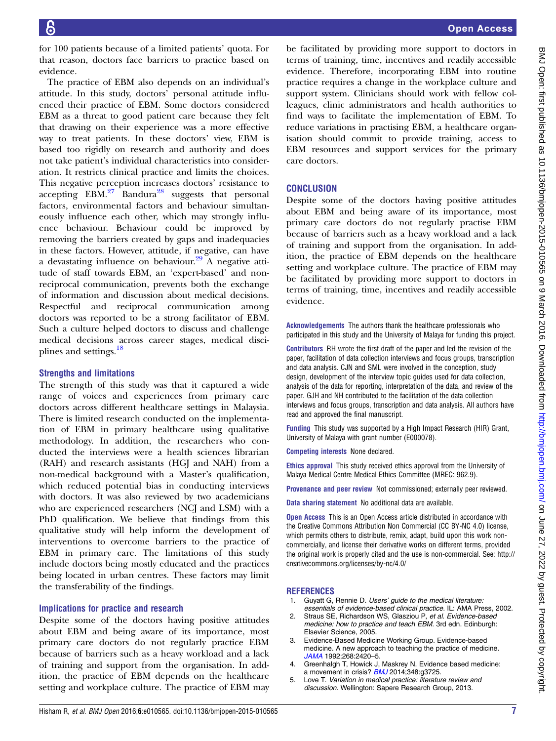for 100 patients because of a limited patients' quota. For that reason, doctors face barriers to practice based on evidence.

The practice of EBM also depends on an individual's attitude. In this study, doctors' personal attitude influenced their practice of EBM. Some doctors considered EBM as a threat to good patient care because they felt that drawing on their experience was a more effective way to treat patients. In these doctors' view, EBM is based too rigidly on research and authority and does not take patient's individual characteristics into consideration. It restricts clinical practice and limits the choices. This negative perception increases doctors' resistance to accepting EBM.[27] Bandura[28] suggests that personal factors, environmental factors and behaviour simultaneously influence each other, which may strongly influence behaviour. Behaviour could be improved by removing the barriers created by gaps and inadequacies in these factors. However, attitude, if negative, can have a devastating influence on behaviour.[29] A negative attitude of staff towards EBM, an 'expert-based' and non-reciprocal communication, prevents both the exchange of information and discussion about medical decisions. Respectful and reciprocal communication among doctors was reported to be a strong facilitator of EBM. Such a culture helped doctors to discuss and challenge medical decisions across career stages, medical disciplines and settings.[18]

### Strengths and limitations

The strength of this study was that it captured a wide range of voices and experiences from primary care doctors across different healthcare settings in Malaysia. There is limited research conducted on the implementation of EBM in primary healthcare using qualitative methodology. In addition, the researchers who conducted the interviews were a health sciences librarian (RAH) and research assistants (HGJ and NAH) from a non-medical background with a Master's qualification, which reduced potential bias in conducting interviews with doctors. It was also reviewed by two academicians who are experienced researchers (NCJ and LSM) with a PhD qualification. We believe that findings from this qualitative study will help inform the development of interventions to overcome barriers to the practice of EBM in primary care. The limitations of this study include doctors being mostly educated and the practices being located in urban centres. These factors may limit the transferability of the findings.

### Implications for practice and research

Despite some of the doctors having positive attitudes about EBM and being aware of its importance, most primary care doctors do not regularly practise EBM because of barriers such as a heavy workload and a lack of training and support from the organisation. In addition, the practice of EBM depends on the healthcare setting and workplace culture. The practice of EBM may be facilitated by providing more support to doctors in terms of training, time, incentives and readily accessible evidence. Therefore, incorporating EBM into routine practice requires a change in the workplace culture and support system. Clinicians should work with fellow colleagues, clinic administrators and health authorities to find ways to facilitate the implementation of EBM. To reduce variations in practising EBM, a healthcare organisation should commit to provide training, access to EBM resources and support services for the primary care doctors.

## CONCLUSION

Despite some of the doctors having positive attitudes about EBM and being aware of its importance, most primary care doctors do not regularly practise EBM because of barriers such as a heavy workload and a lack of training and support from the organisation. In addition, the practice of EBM depends on the healthcare setting and workplace culture. The practice of EBM may be facilitated by providing more support to doctors in terms of training, time, incentives and readily accessible evidence.

**Acknowledgements** The authors thank the healthcare professionals who participated in this study and the University of Malaya for funding this project.

**Contributors** RH wrote the first draft of the paper and led the revision of the paper, facilitation of data collection interviews and focus groups, transcription and data analysis. CJN and SML were involved in the conception, study design, development of the interview topic guides used for data collection, analysis of the data for reporting, interpretation of the data, and review of the paper. GJH and NH contributed to the facilitation of the data collection interviews and focus groups, transcription and data analysis. All authors have read and approved the final manuscript.

**Funding** This study was supported by a High Impact Research (HIR) Grant, University of Malaya with grant number (E000078).

**Competing interests** None declared.

**Ethics approval** This study received ethics approval from the University of Malaya Medical Centre Medical Ethics Committee (MREC: 962.9).

**Provenance and peer review** Not commissioned; externally peer reviewed.

**Data sharing statement** No additional data are available.

**Open Access** This is an Open Access article distributed in accordance with the Creative Commons Attribution Non Commercial (CC BY-NC 4.0) license, which permits others to distribute, remix, adapt, build upon this work non-commercially, and license their derivative works on different terms, provided the original work is properly cited and the use is non-commercial. See: http://creativecommons.org/licenses/by-nc/4.0/

## REFERENCES

1. Guyatt G, Rennie D. *Users' guide to the medical literature: essentials of evidence-based clinical practice*. IL: AMA Press, 2002.
2. Straus SE, Richardson WS, Glasziou P, *et al*. *Evidence-based medicine: how to practice and teach EBM*. 3rd edn. Edinburgh: Elsevier Science, 2005.
3. Evidence-Based Medicine Working Group. Evidence-based medicine. A new approach to teaching the practice of medicine. *JAMA* 1992;268:2420–5.
4. Greenhalgh T, Howick J, Maskrey N. Evidence based medicine: a movement in crisis? *BMJ* 2014;348:g3725.
5. Love T. *Variation in medical practice: literature review and discussion*. Wellington: Sapere Research Group, 2013.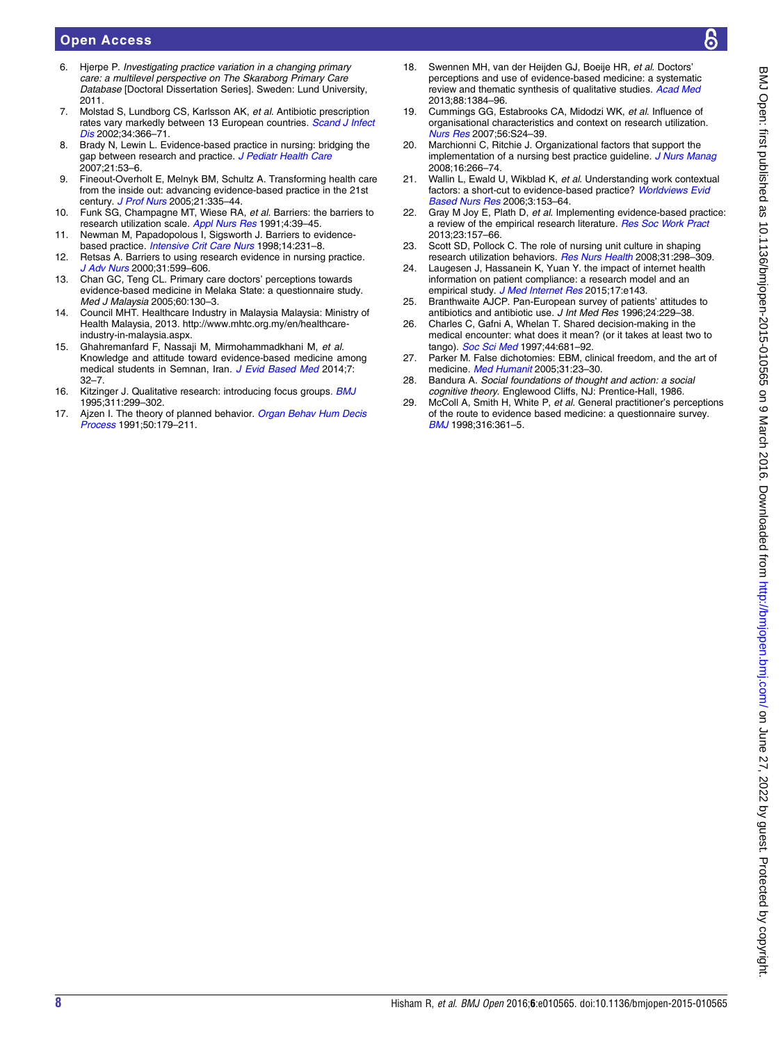6. Hjerpe P. *Investigating practice variation in a changing primary care: a multilevel perspective on The Skaraborg Primary Care Database* [Doctoral Dissertation Series]. Sweden: Lund University, 2011.
7. Molstad S, Lundborg CS, Karlsson AK, *et al*. Antibiotic prescription rates vary markedly between 13 European countries. *Scand J Infect Dis* 2002;34:366–71.
8. Brady N, Lewin L. Evidence-based practice in nursing: bridging the gap between research and practice. *J Pediatr Health Care* 2007;21:53–6.
9. Fineout-Overholt E, Melnyk BM, Schultz A. Transforming health care from the inside out: advancing evidence-based practice in the 21st century. *J Prof Nurs* 2005;21:335–44.
10. Funk SG, Champagne MT, Wiese RA, *et al*. Barriers: the barriers to research utilization scale. *Appl Nurs Res* 1991;4:39–45.
11. Newman M, Papadopolous I, Sigsworth J. Barriers to evidence-based practice. *Intensive Crit Care Nurs* 1998;14:231–8.
12. Retsas A. Barriers to using research evidence in nursing practice. *J Adv Nurs* 2000;31:599–606.
13. Chan GC, Teng CL. Primary care doctors' perceptions towards evidence-based medicine in Melaka State: a questionnaire study. *Med J Malaysia* 2005;60:130–3.
14. Council MHT. Healthcare Industry in Malaysia Malaysia: Ministry of Health Malaysia, 2013. http://www.mhtc.org.my/en/healthcare-industry-in-malaysia.aspx.
15. Ghahremanfard F, Nassaji M, Mirmohammadkhani M, *et al*. Knowledge and attitude toward evidence-based medicine among medical students in Semnan, Iran. *J Evid Based Med* 2014;7:32–7.
16. Kitzinger J. Qualitative research: introducing focus groups. *BMJ* 1995;311:299–302.
17. Ajzen I. The theory of planned behavior. *Organ Behav Hum Decis Process* 1991;50:179–211.
18. Swennen MH, van der Heijden GJ, Boeije HR, *et al*. Doctors' perceptions and use of evidence-based medicine: a systematic review and thematic synthesis of qualitative studies. *Acad Med* 2013;88:1384–96.
19. Cummings GG, Estabrooks CA, Midodzi WK, *et al*. Influence of organisational characteristics and context on research utilization. *Nurs Res* 2007;56:S24–39.
20. Marchionni C, Ritchie J. Organizational factors that support the implementation of a nursing best practice guideline. *J Nurs Manag* 2008;16:266–74.
21. Wallin L, Ewald U, Wikblad K, *et al*. Understanding work contextual factors: a short-cut to evidence-based practice? *Worldviews Evid Based Nurs Res* 2006;3:153–64.
22. Gray M Joy E, Plath D, *et al*. Implementing evidence-based practice: a review of the empirical research literature. *Res Soc Work Pract* 2013;23:157–66.
23. Scott SD, Pollock C. The role of nursing unit culture in shaping research utilization behaviors. *Res Nurs Health* 2008;31:298–309.
24. Laugesen J, Hassanein K, Yuan Y. the impact of internet health information on patient compliance: a research model and an empirical study. *J Med Internet Res* 2015;17:e143.
25. Branthwaite AJCP. Pan-European survey of patients' attitudes to antibiotics and antibiotic use. *J Int Med Res* 1996;24:229–38.
26. Charles C, Gafni A, Whelan T. Shared decision-making in the medical encounter: what does it mean? (or it takes at least two to tango). *Soc Sci Med* 1997;44:681–92.
27. Parker M. False dichotomies: EBM, clinical freedom, and the art of medicine. *Med Humanit* 2005;31:23–30.
28. Bandura A. *Social foundations of thought and action: a social cognitive theory*. Englewood Cliffs, NJ: Prentice-Hall, 1986.
29. McColl A, Smith H, White P, *et al*. General practitioner's perceptions of the route to evidence based medicine: a questionnaire survey. *BMJ* 1998;316:361–5.